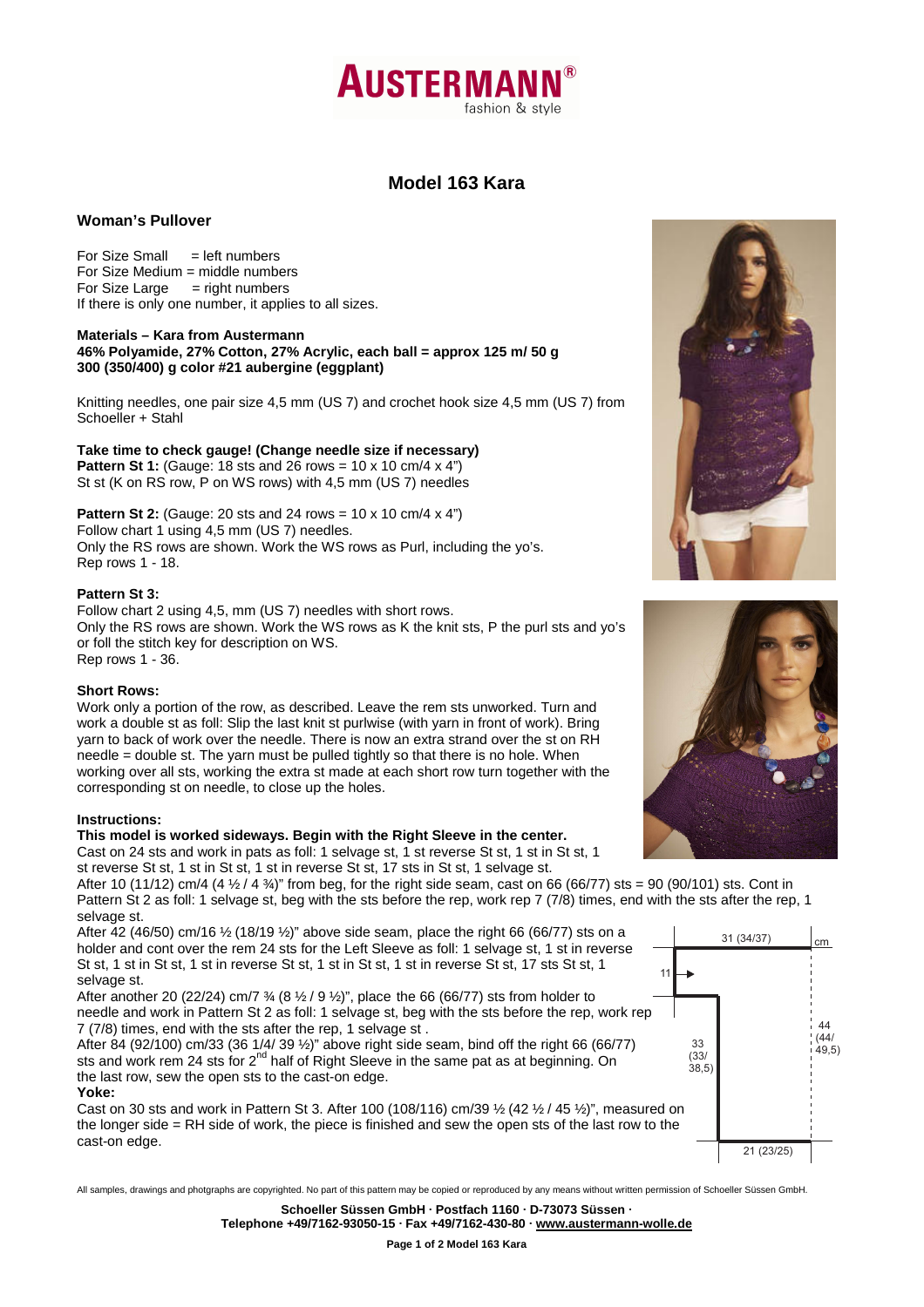# Model 163 Kara

## Woman's Pullover

For Size Small = left numbers
For Size Medium = middle numbers
For Size Large = right numbers
If there is only one number, it applies to all sizes.

**Materials – Kara from Austermann**
**46% Polyamide, 27% Cotton, 27% Acrylic, each ball = approx 125 m/ 50 g**
**300 (350/400) g color #21 aubergine (eggplant)**

Knitting needles, one pair size 4,5 mm (US 7) and crochet hook size 4,5 mm (US 7) from Schoeller + Stahl

**Take time to check gauge! (Change needle size if necessary)**
**Pattern St 1:** (Gauge: 18 sts and 26 rows = 10 x 10 cm/4 x 4")
St st (K on RS row, P on WS rows) with 4,5 mm (US 7) needles

**Pattern St 2:** (Gauge: 20 sts and 24 rows = 10 x 10 cm/4 x 4")
Follow chart 1 using 4,5 mm (US 7) needles.
Only the RS rows are shown. Work the WS rows as Purl, including the yo's.
Rep rows 1 - 18.

**Pattern St 3:**
Follow chart 2 using 4,5, mm (US 7) needles with short rows.
Only the RS rows are shown. Work the WS rows as K the knit sts, P the purl sts and yo's or foll the stitch key for description on WS.
Rep rows 1 - 36.

**Short Rows:**
Work only a portion of the row, as described. Leave the rem sts unworked. Turn and work a double st as foll: Slip the last knit st purlwise (with yarn in front of work). Bring yarn to back of work over the needle. There is now an extra strand over the st on RH needle = double st. The yarn must be pulled tightly so that there is no hole. When working over all sts, working the extra st made at each short row turn together with the corresponding st on needle, to close up the holes.

**Instructions:**
**This model is worked sideways. Begin with the Right Sleeve in the center.**
Cast on 24 sts and work in pats as foll: 1 selvage st, 1 st reverse St st, 1 st in St st, 1 st reverse St st, 1 st in St st, 1 st in reverse St st, 17 sts in St st, 1 selvage st.
After 10 (11/12) cm/4 (4 ½ / 4 ¾)" from beg, for the right side seam, cast on 66 (66/77) sts = 90 (90/101) sts. Cont in Pattern St 2 as foll: 1 selvage st, beg with the sts before the rep, work rep 7 (7/8) times, end with the sts after the rep, 1 selvage st.
After 42 (46/50) cm/16 ½ (18/19 ½)" above side seam, place the right 66 (66/77) sts on a holder and cont over the rem 24 sts for the Left Sleeve as foll: 1 selvage st, 1 st in reverse St st, 1 st in St st, 1 st in reverse St st, 1 st in St st, 1 st in reverse St st, 17 sts St st, 1 selvage st.
After another 20 (22/24) cm/7 ¾ (8 ½ / 9 ½)", place the 66 (66/77) sts from holder to needle and work in Pattern St 2 as foll: 1 selvage st, beg with the sts before the rep, work rep 7 (7/8) times, end with the sts after the rep, 1 selvage st .
After 84 (92/100) cm/33 (36 1/4/ 39 ½)" above right side seam, bind off the right 66 (66/77) sts and work rem 24 sts for 2nd half of Right Sleeve in the same pat as at beginning. On the last row, sew the open sts to the cast-on edge.

**Yoke:**
Cast on 30 sts and work in Pattern St 3. After 100 (108/116) cm/39 ½ (42 ½ / 45 ½)", measured on the longer side = RH side of work, the piece is finished and sew the open sts of the last row to the cast-on edge.

Schematic (cm): 31 (34/37); 11; 33 (33/ 38,5); 44 (44/ 49,5); 21 (23/25)

All samples, drawings and photgraphs are copyrighted. No part of this pattern may be copied or reproduced by any means without written permission of Schoeller Süssen GmbH.

Schoeller Süssen GmbH · Postfach 1160 · D-73073 Süssen ·
Telephone +49/7162-93050-15 · Fax +49/7162-430-80 · www.austermann-wolle.de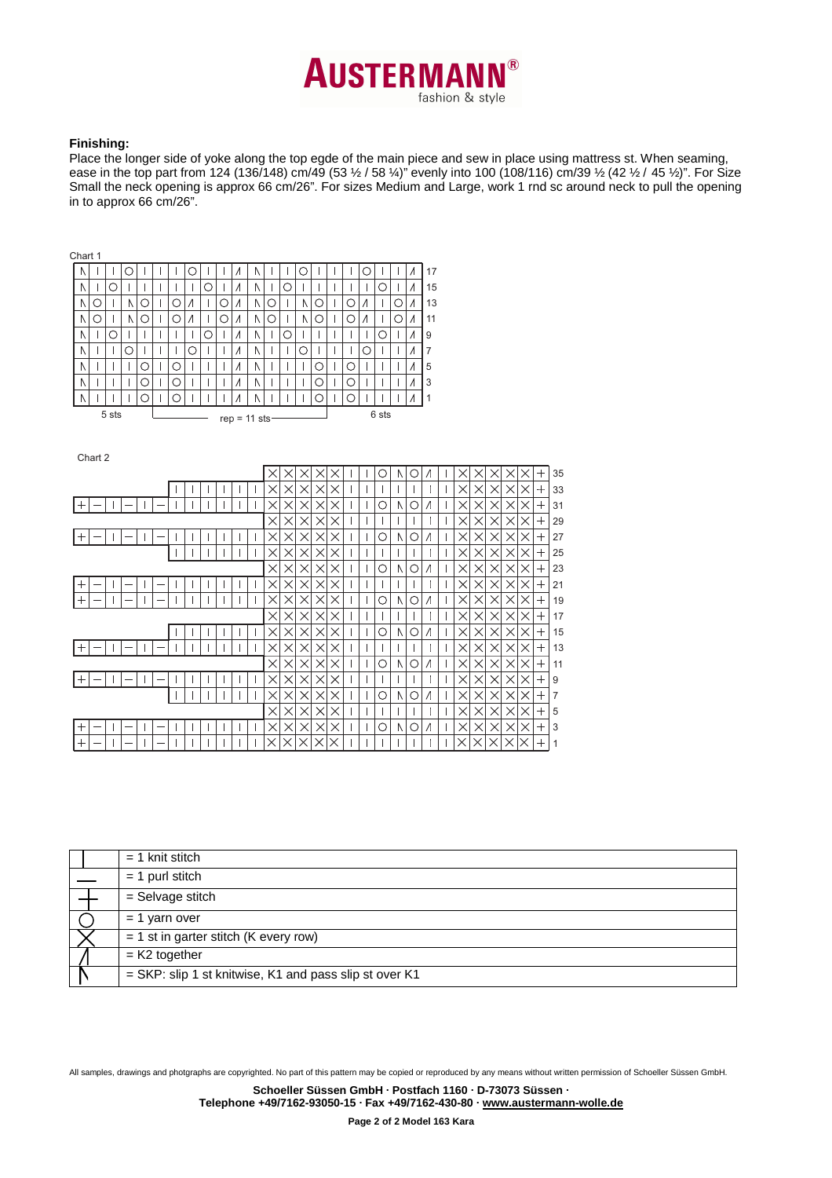**Finishing:**

Place the longer side of yoke along the top egde of the main piece and sew in place using mattress st. When seaming, ease in the top part from 124 (136/148) cm/49 (53 ½ / 58 ¼)" evenly into 100 (108/116) cm/39 ½ (42 ½ / 45 ½)". For Size Small the neck opening is approx 66 cm/26". For sizes Medium and Large, work 1 rnd sc around neck to pull the opening in to approx 66 cm/26".

Chart 1

17
15
13
11
9
7
5
3
1

5 sts
rep = 11 sts
6 sts

Chart 2

35
33
31
29
27
25
23
21
19
17
15
13
11
9
7
5
3
1

| | |
|---|---|
| \| | = 1 knit stitch |
| — | = 1 purl stitch |
| + | = Selvage stitch |
| ○ | = 1 yarn over |
| × | = 1 st in garter stitch (K every row) |
| / | = K2 together |
| \ | = SKP: slip 1 st knitwise, K1 and pass slip st over K1 |